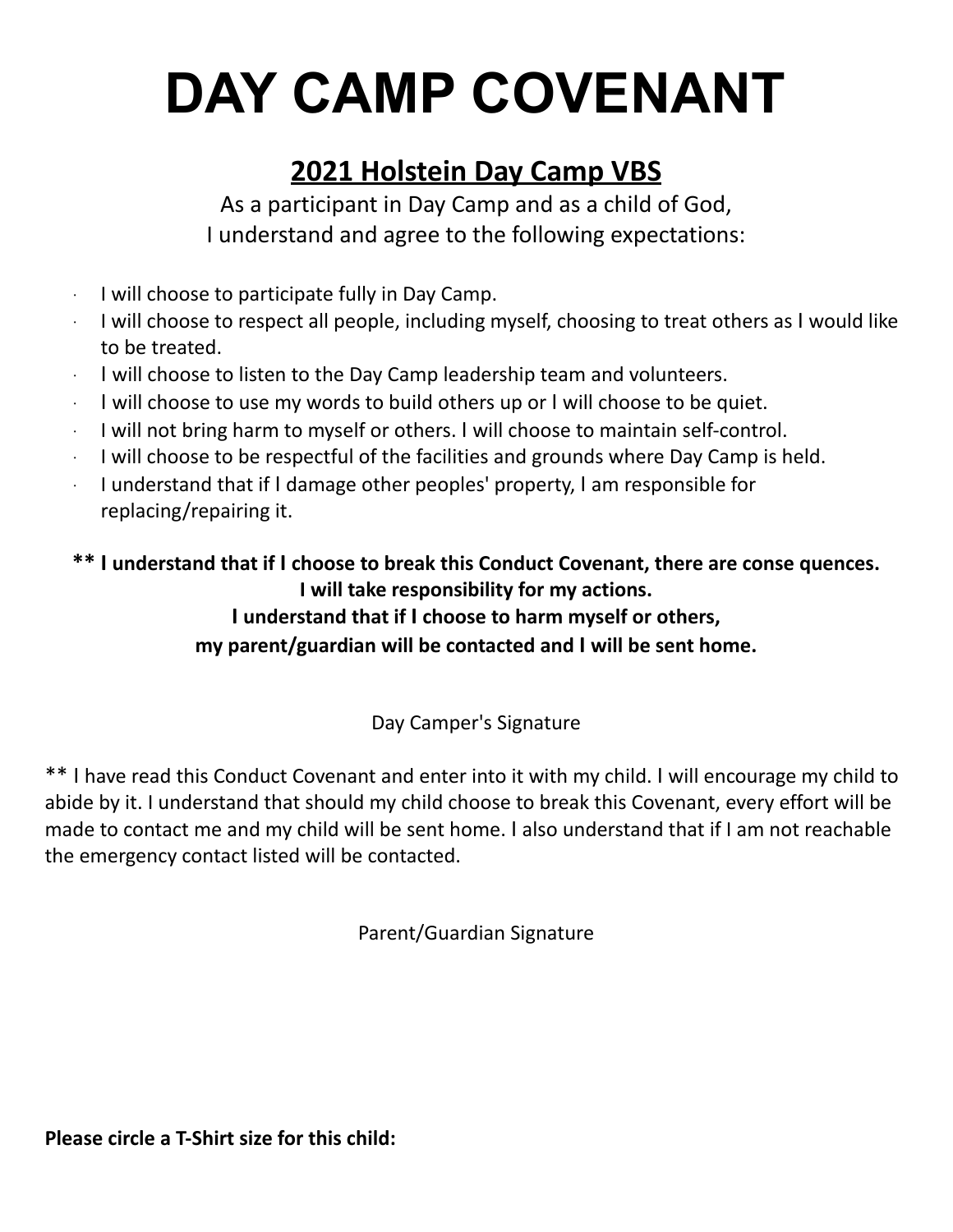# DAY CAMP COVENANT

## 2021 Holstein Day Camp VBS

As a participant in Day Camp and as a child of God,
I understand and agree to the following expectations:

- I will choose to participate fully in Day Camp.
- I will choose to respect all people, including myself, choosing to treat others as I would like to be treated.
- I will choose to listen to the Day Camp leadership team and volunteers.
- I will choose to use my words to build others up or I will choose to be quiet.
- I will not bring harm to myself or others. I will choose to maintain self-control.
- I will choose to be respectful of the facilities and grounds where Day Camp is held.
- I understand that if I damage other peoples' property, I am responsible for replacing/repairing it.

**\*\* I understand that if I choose to break this Conduct Covenant, there are conse quences.**
**I will take responsibility for my actions.**
**I understand that if I choose to harm myself or others,**
**my parent/guardian will be contacted and I will be sent home.**

Day Camper's Signature

** I have read this Conduct Covenant and enter into it with my child. I will encourage my child to abide by it. I understand that should my child choose to break this Covenant, every effort will be made to contact me and my child will be sent home. I also understand that if I am not reachable the emergency contact listed will be contacted.

Parent/Guardian Signature

**Please circle a T-Shirt size for this child:**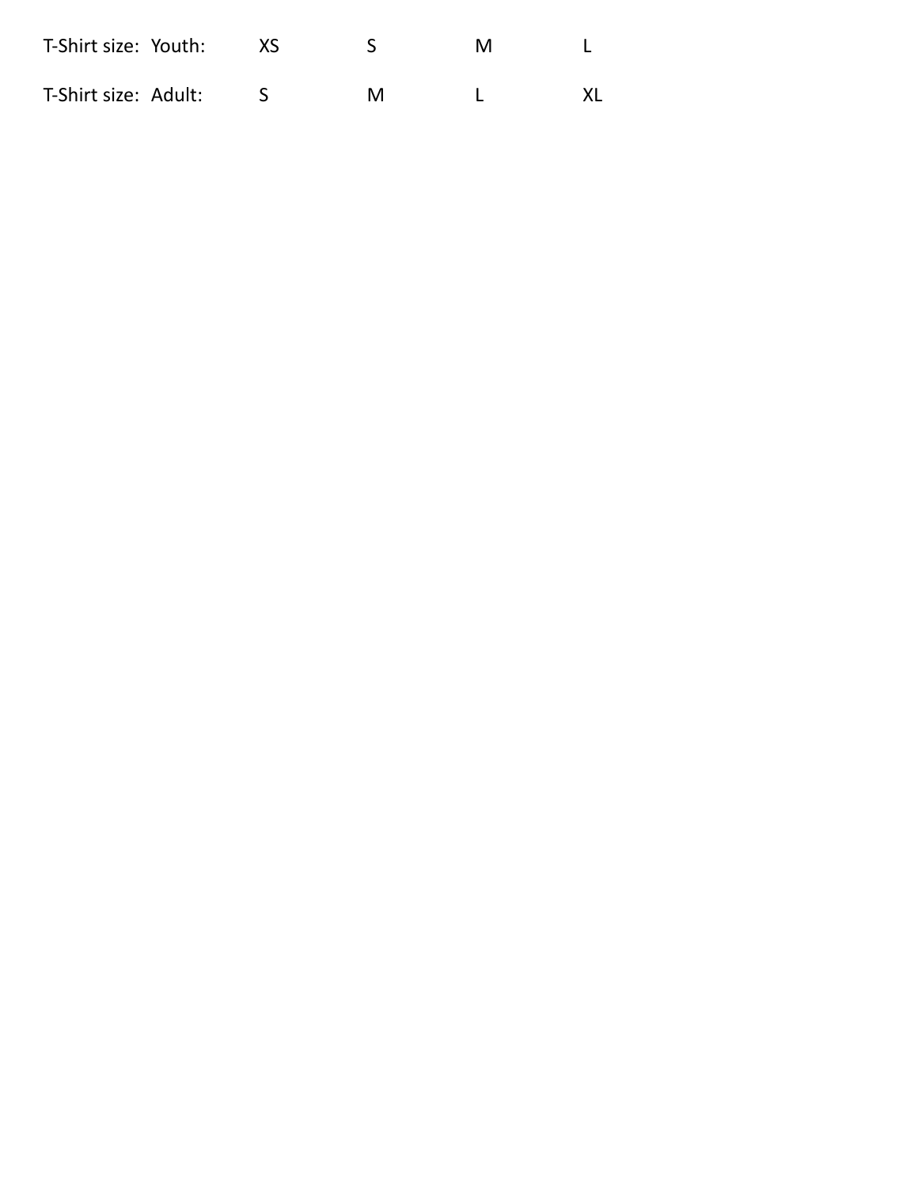| | | | | | |
|---|---|---|---|---|---|
| T-Shirt size: | Youth: | XS | S | M | L |
| T-Shirt size: | Adult: | S | M | L | XL |